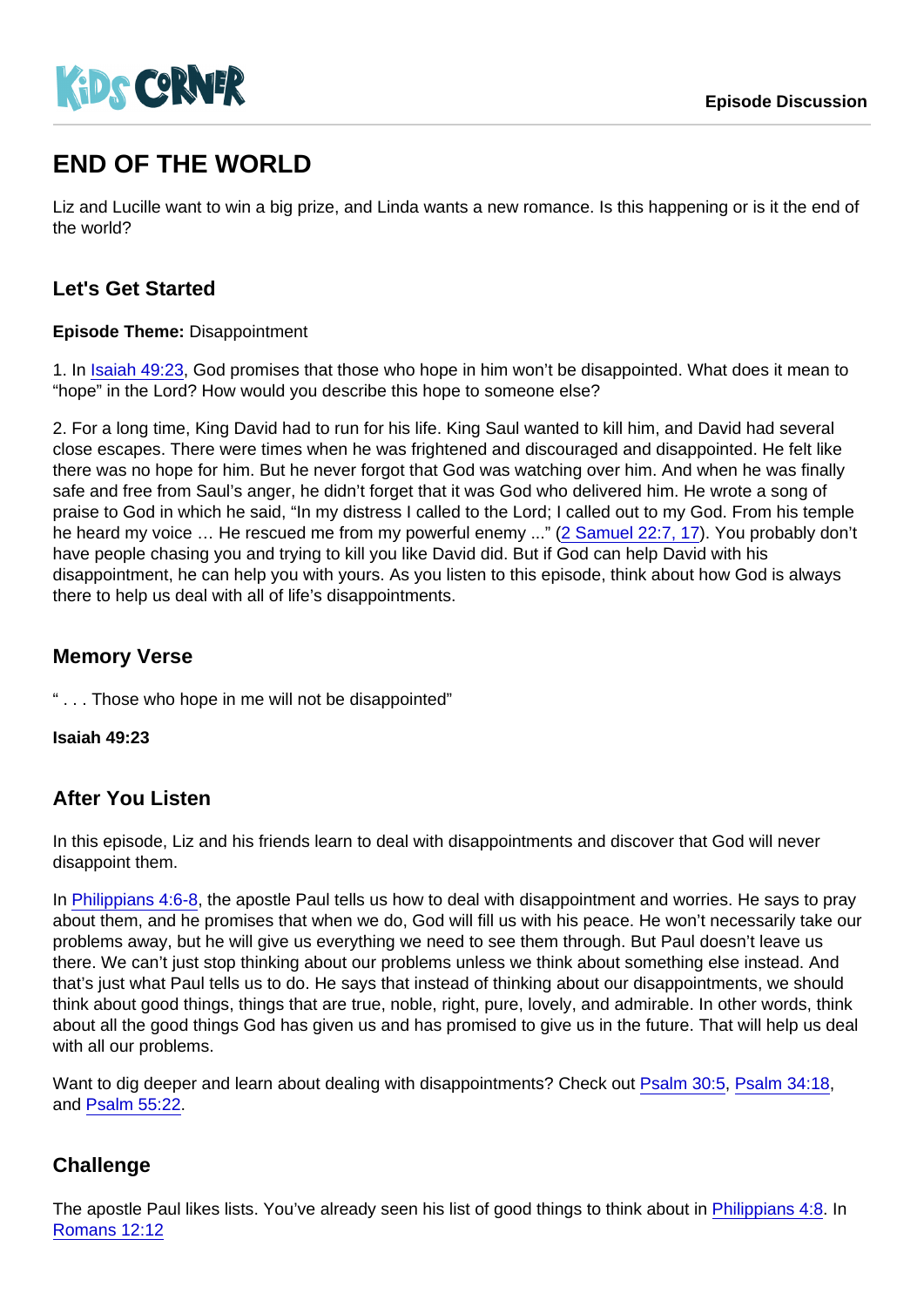# END OF THE WORLD

Liz and Lucille want to win a big prize, and Linda wants a new romance. Is this happening or is it the end of the world?

## Let's Get Started

**Episode Theme:** Disappointment

1. In Isaiah 49:23, God promises that those who hope in him won't be disappointed. What does it mean to "hope" in the Lord? How would you describe this hope to someone else?

2. For a long time, King David had to run for his life. King Saul wanted to kill him, and David had several close escapes. There were times when he was frightened and discouraged and disappointed. He felt like there was no hope for him. But he never forgot that God was watching over him. And when he was finally safe and free from Saul's anger, he didn't forget that it was God who delivered him. He wrote a song of praise to God in which he said, "In my distress I called to the Lord; I called out to my God. From his temple he heard my voice … He rescued me from my powerful enemy ..." (2 Samuel 22:7, 17). You probably don't have people chasing you and trying to kill you like David did. But if God can help David with his disappointment, he can help you with yours. As you listen to this episode, think about how God is always there to help us deal with all of life's disappointments.

## Memory Verse

" . . . Those who hope in me will not be disappointed"

**Isaiah 49:23**

## After You Listen

In this episode, Liz and his friends learn to deal with disappointments and discover that God will never disappoint them.

In Philippians 4:6-8, the apostle Paul tells us how to deal with disappointment and worries. He says to pray about them, and he promises that when we do, God will fill us with his peace. He won't necessarily take our problems away, but he will give us everything we need to see them through. But Paul doesn't leave us there. We can't just stop thinking about our problems unless we think about something else instead. And that's just what Paul tells us to do. He says that instead of thinking about our disappointments, we should think about good things, things that are true, noble, right, pure, lovely, and admirable. In other words, think about all the good things God has given us and has promised to give us in the future. That will help us deal with all our problems.

Want to dig deeper and learn about dealing with disappointments? Check out Psalm 30:5, Psalm 34:18, and Psalm 55:22.

## Challenge

The apostle Paul likes lists. You've already seen his list of good things to think about in Philippians 4:8. In Romans 12:12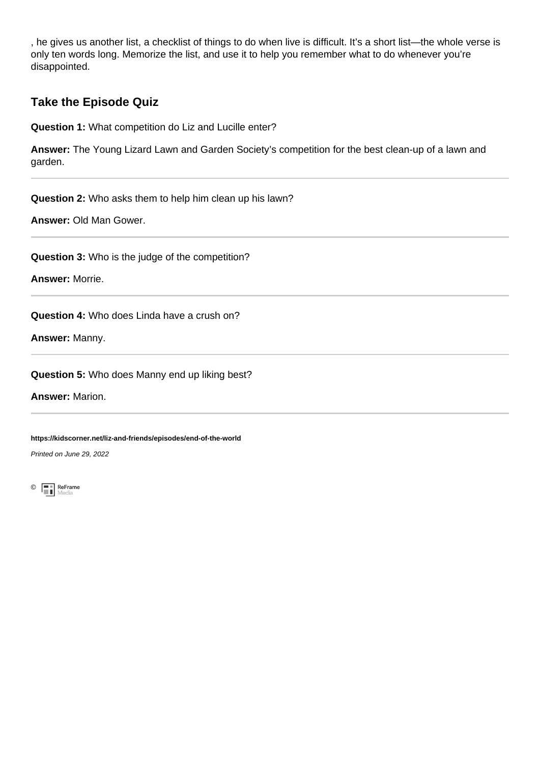, he gives us another list, a checklist of things to do when live is difficult. It's a short list—the whole verse is only ten words long. Memorize the list, and use it to help you remember what to do whenever you're disappointed.

## Take the Episode Quiz

**Question 1:** What competition do Liz and Lucille enter?

**Answer:** The Young Lizard Lawn and Garden Society's competition for the best clean-up of a lawn and garden.

---

**Question 2:** Who asks them to help him clean up his lawn?

**Answer:** Old Man Gower.

---

**Question 3:** Who is the judge of the competition?

**Answer:** Morrie.

---

**Question 4:** Who does Linda have a crush on?

**Answer:** Manny.

---

**Question 5:** Who does Manny end up liking best?

**Answer:** Marion.

---

**https://kidscorner.net/liz-and-friends/episodes/end-of-the-world**

*Printed on June 29, 2022*

© ReFrame Media